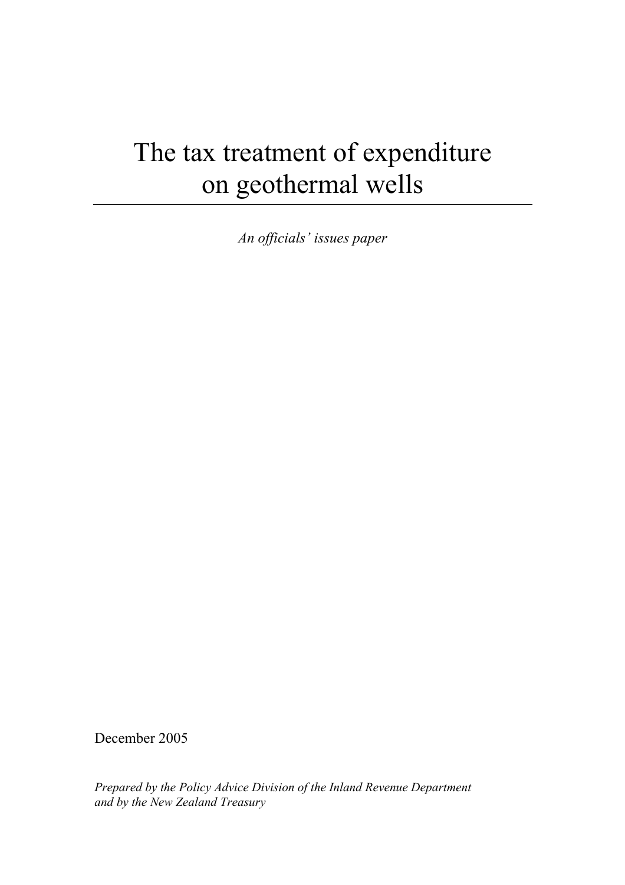# The tax treatment of expenditure on geothermal wells

*An officials' issues paper*

December 2005

*Prepared by the Policy Advice Division of the Inland Revenue Department and by the New Zealand Treasury*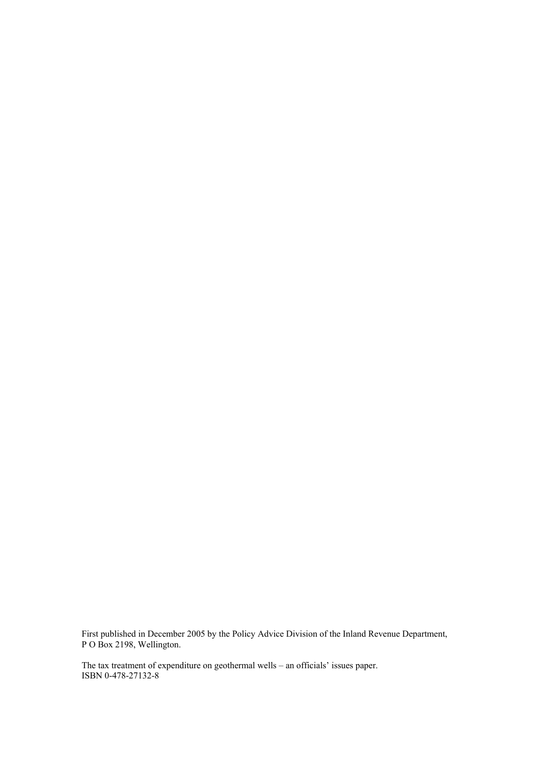First published in December 2005 by the Policy Advice Division of the Inland Revenue Department, P O Box 2198, Wellington.

The tax treatment of expenditure on geothermal wells – an officials' issues paper.
ISBN 0-478-27132-8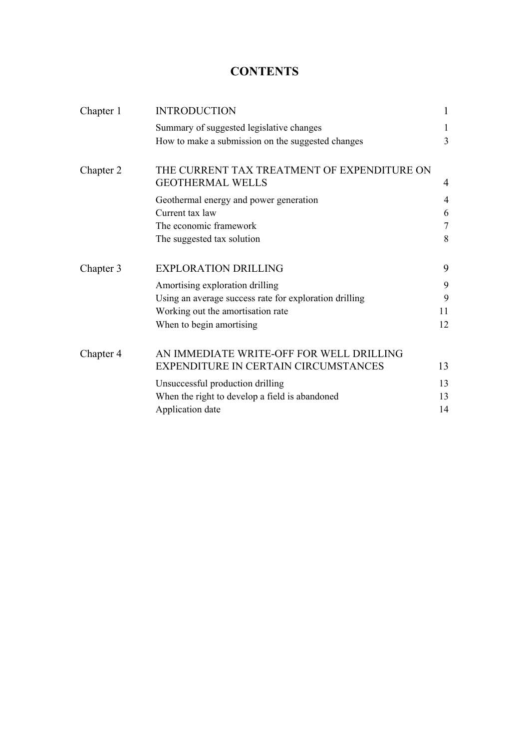# CONTENTS

| | | |
|---|---|---|
| Chapter 1 | INTRODUCTION | 1 |
| | Summary of suggested legislative changes | 1 |
| | How to make a submission on the suggested changes | 3 |
| Chapter 2 | THE CURRENT TAX TREATMENT OF EXPENDITURE ON GEOTHERMAL WELLS | 4 |
| | Geothermal energy and power generation | 4 |
| | Current tax law | 6 |
| | The economic framework | 7 |
| | The suggested tax solution | 8 |
| Chapter 3 | EXPLORATION DRILLING | 9 |
| | Amortising exploration drilling | 9 |
| | Using an average success rate for exploration drilling | 9 |
| | Working out the amortisation rate | 11 |
| | When to begin amortising | 12 |
| Chapter 4 | AN IMMEDIATE WRITE-OFF FOR WELL DRILLING EXPENDITURE IN CERTAIN CIRCUMSTANCES | 13 |
| | Unsuccessful production drilling | 13 |
| | When the right to develop a field is abandoned | 13 |
| | Application date | 14 |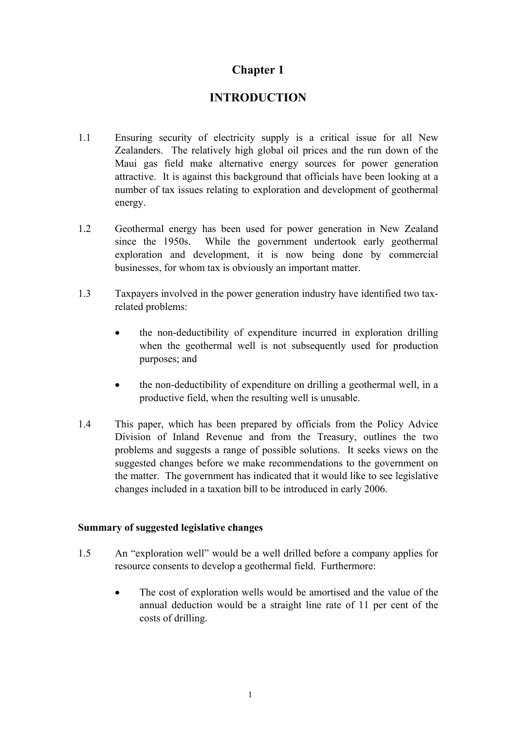# Chapter 1

# INTRODUCTION

1.1 Ensuring security of electricity supply is a critical issue for all New Zealanders. The relatively high global oil prices and the run down of the Maui gas field make alternative energy sources for power generation attractive. It is against this background that officials have been looking at a number of tax issues relating to exploration and development of geothermal energy.

1.2 Geothermal energy has been used for power generation in New Zealand since the 1950s. While the government undertook early geothermal exploration and development, it is now being done by commercial businesses, for whom tax is obviously an important matter.

1.3 Taxpayers involved in the power generation industry have identified two tax-related problems:

- the non-deductibility of expenditure incurred in exploration drilling when the geothermal well is not subsequently used for production purposes; and
- the non-deductibility of expenditure on drilling a geothermal well, in a productive field, when the resulting well is unusable.

1.4 This paper, which has been prepared by officials from the Policy Advice Division of Inland Revenue and from the Treasury, outlines the two problems and suggests a range of possible solutions. It seeks views on the suggested changes before we make recommendations to the government on the matter. The government has indicated that it would like to see legislative changes included in a taxation bill to be introduced in early 2006.

**Summary of suggested legislative changes**

1.5 An "exploration well" would be a well drilled before a company applies for resource consents to develop a geothermal field. Furthermore:

- The cost of exploration wells would be amortised and the value of the annual deduction would be a straight line rate of 11 per cent of the costs of drilling.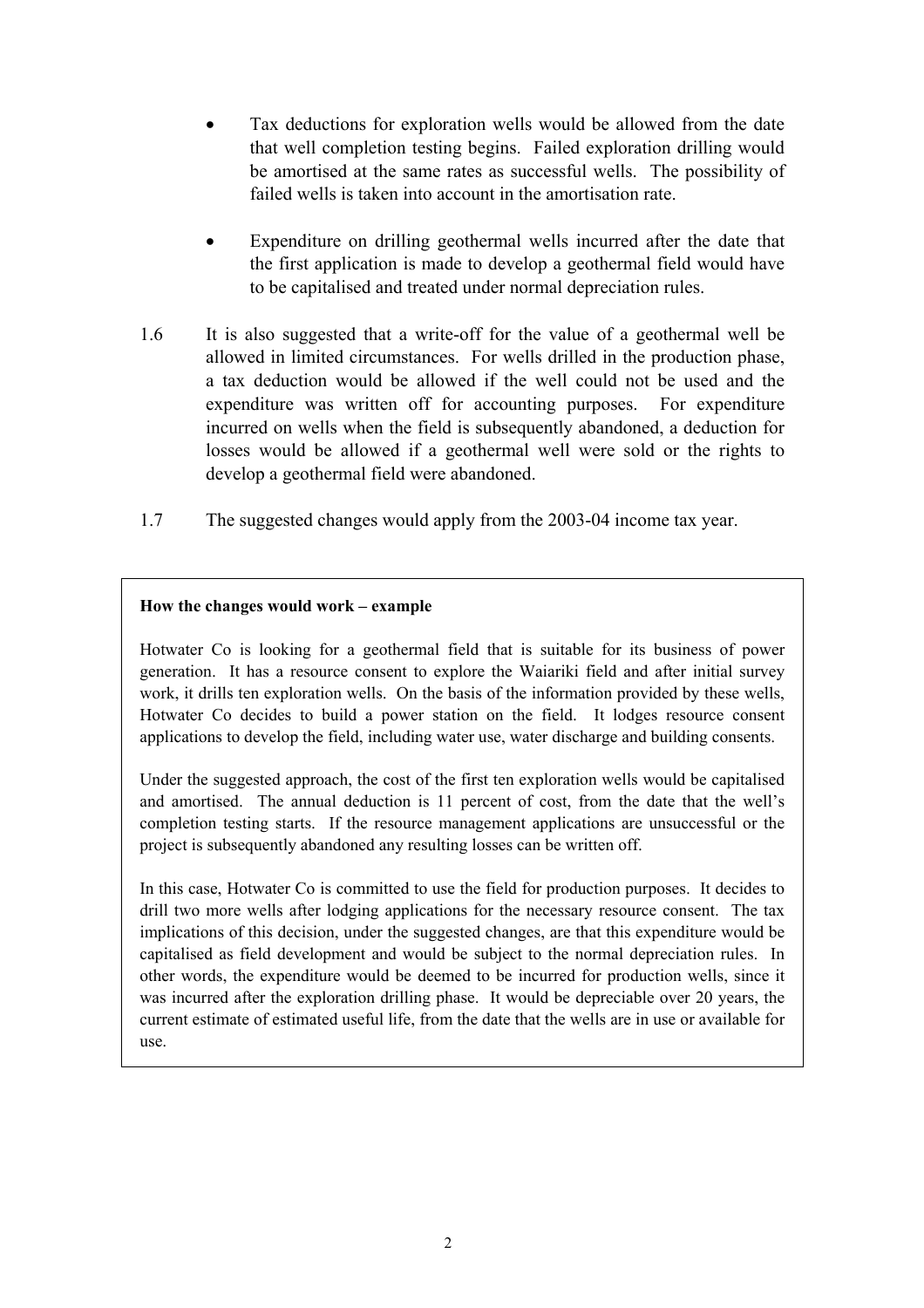- Tax deductions for exploration wells would be allowed from the date that well completion testing begins. Failed exploration drilling would be amortised at the same rates as successful wells. The possibility of failed wells is taken into account in the amortisation rate.

- Expenditure on drilling geothermal wells incurred after the date that the first application is made to develop a geothermal field would have to be capitalised and treated under normal depreciation rules.

1.6 It is also suggested that a write-off for the value of a geothermal well be allowed in limited circumstances. For wells drilled in the production phase, a tax deduction would be allowed if the well could not be used and the expenditure was written off for accounting purposes. For expenditure incurred on wells when the field is subsequently abandoned, a deduction for losses would be allowed if a geothermal well were sold or the rights to develop a geothermal field were abandoned.

1.7 The suggested changes would apply from the 2003-04 income tax year.

**How the changes would work – example**

Hotwater Co is looking for a geothermal field that is suitable for its business of power generation. It has a resource consent to explore the Waiariki field and after initial survey work, it drills ten exploration wells. On the basis of the information provided by these wells, Hotwater Co decides to build a power station on the field. It lodges resource consent applications to develop the field, including water use, water discharge and building consents.

Under the suggested approach, the cost of the first ten exploration wells would be capitalised and amortised. The annual deduction is 11 percent of cost, from the date that the well's completion testing starts. If the resource management applications are unsuccessful or the project is subsequently abandoned any resulting losses can be written off.

In this case, Hotwater Co is committed to use the field for production purposes. It decides to drill two more wells after lodging applications for the necessary resource consent. The tax implications of this decision, under the suggested changes, are that this expenditure would be capitalised as field development and would be subject to the normal depreciation rules. In other words, the expenditure would be deemed to be incurred for production wells, since it was incurred after the exploration drilling phase. It would be depreciable over 20 years, the current estimate of estimated useful life, from the date that the wells are in use or available for use.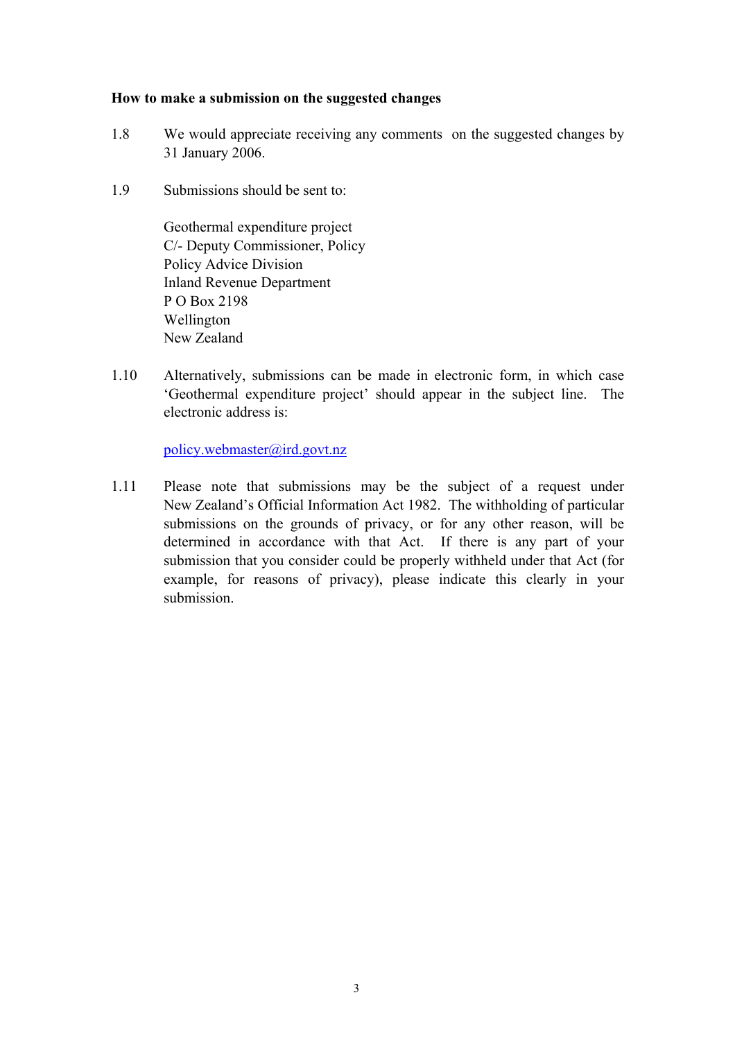**How to make a submission on the suggested changes**

1.8 We would appreciate receiving any comments on the suggested changes by 31 January 2006.

1.9 Submissions should be sent to:

Geothermal expenditure project
C/- Deputy Commissioner, Policy
Policy Advice Division
Inland Revenue Department
P O Box 2198
Wellington
New Zealand

1.10 Alternatively, submissions can be made in electronic form, in which case 'Geothermal expenditure project' should appear in the subject line. The electronic address is:

policy.webmaster@ird.govt.nz

1.11 Please note that submissions may be the subject of a request under New Zealand's Official Information Act 1982. The withholding of particular submissions on the grounds of privacy, or for any other reason, will be determined in accordance with that Act. If there is any part of your submission that you consider could be properly withheld under that Act (for example, for reasons of privacy), please indicate this clearly in your submission.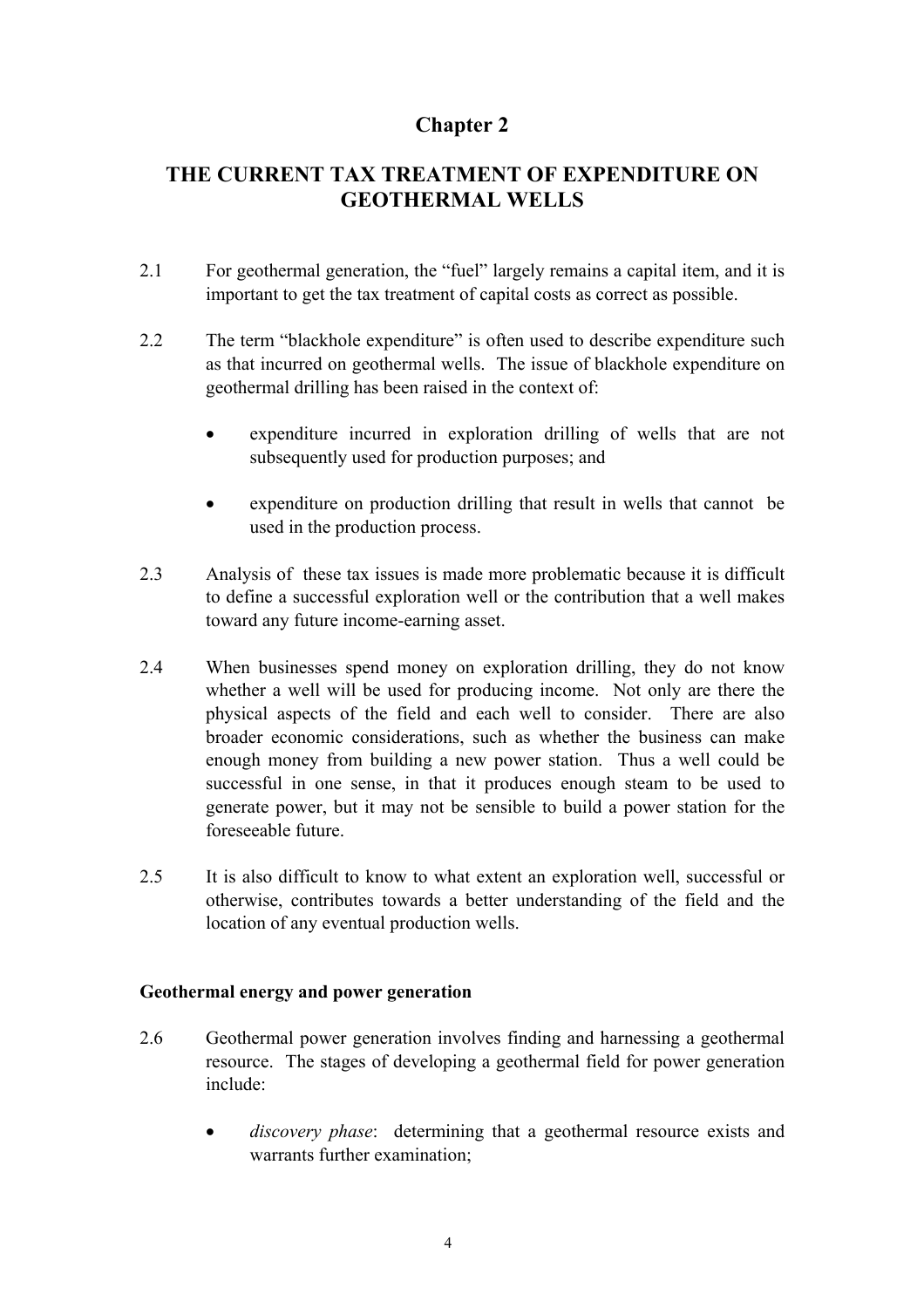# Chapter 2

## THE CURRENT TAX TREATMENT OF EXPENDITURE ON GEOTHERMAL WELLS

2.1 For geothermal generation, the "fuel" largely remains a capital item, and it is important to get the tax treatment of capital costs as correct as possible.

2.2 The term "blackhole expenditure" is often used to describe expenditure such as that incurred on geothermal wells. The issue of blackhole expenditure on geothermal drilling has been raised in the context of:

- expenditure incurred in exploration drilling of wells that are not subsequently used for production purposes; and
- expenditure on production drilling that result in wells that cannot be used in the production process.

2.3 Analysis of these tax issues is made more problematic because it is difficult to define a successful exploration well or the contribution that a well makes toward any future income-earning asset.

2.4 When businesses spend money on exploration drilling, they do not know whether a well will be used for producing income. Not only are there the physical aspects of the field and each well to consider. There are also broader economic considerations, such as whether the business can make enough money from building a new power station. Thus a well could be successful in one sense, in that it produces enough steam to be used to generate power, but it may not be sensible to build a power station for the foreseeable future.

2.5 It is also difficult to know to what extent an exploration well, successful or otherwise, contributes towards a better understanding of the field and the location of any eventual production wells.

### Geothermal energy and power generation

2.6 Geothermal power generation involves finding and harnessing a geothermal resource. The stages of developing a geothermal field for power generation include:

- *discovery phase*: determining that a geothermal resource exists and warrants further examination;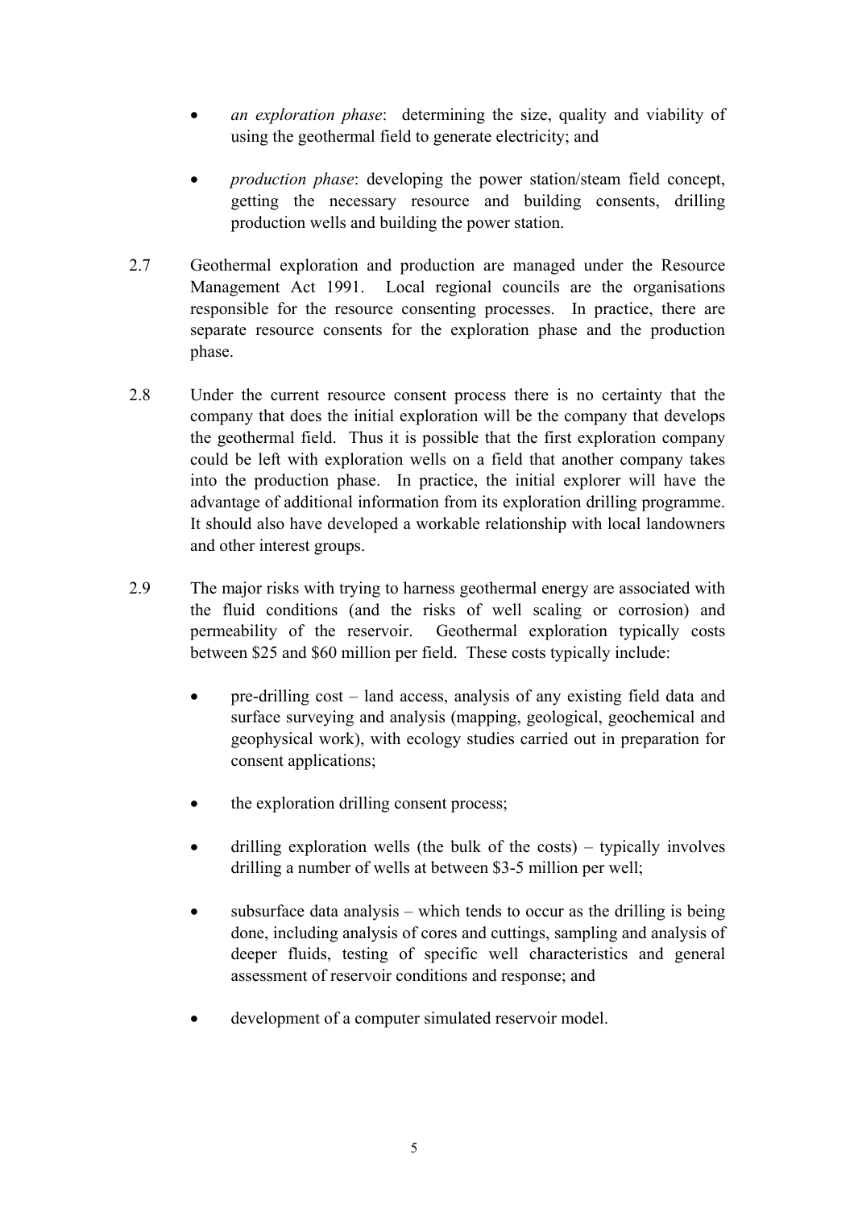- *an exploration phase*: determining the size, quality and viability of using the geothermal field to generate electricity; and

- *production phase*: developing the power station/steam field concept, getting the necessary resource and building consents, drilling production wells and building the power station.

2.7 Geothermal exploration and production are managed under the Resource Management Act 1991. Local regional councils are the organisations responsible for the resource consenting processes. In practice, there are separate resource consents for the exploration phase and the production phase.

2.8 Under the current resource consent process there is no certainty that the company that does the initial exploration will be the company that develops the geothermal field. Thus it is possible that the first exploration company could be left with exploration wells on a field that another company takes into the production phase. In practice, the initial explorer will have the advantage of additional information from its exploration drilling programme. It should also have developed a workable relationship with local landowners and other interest groups.

2.9 The major risks with trying to harness geothermal energy are associated with the fluid conditions (and the risks of well scaling or corrosion) and permeability of the reservoir. Geothermal exploration typically costs between $25 and $60 million per field. These costs typically include:

- pre-drilling cost – land access, analysis of any existing field data and surface surveying and analysis (mapping, geological, geochemical and geophysical work), with ecology studies carried out in preparation for consent applications;

- the exploration drilling consent process;

- drilling exploration wells (the bulk of the costs) – typically involves drilling a number of wells at between $3-5 million per well;

- subsurface data analysis – which tends to occur as the drilling is being done, including analysis of cores and cuttings, sampling and analysis of deeper fluids, testing of specific well characteristics and general assessment of reservoir conditions and response; and

- development of a computer simulated reservoir model.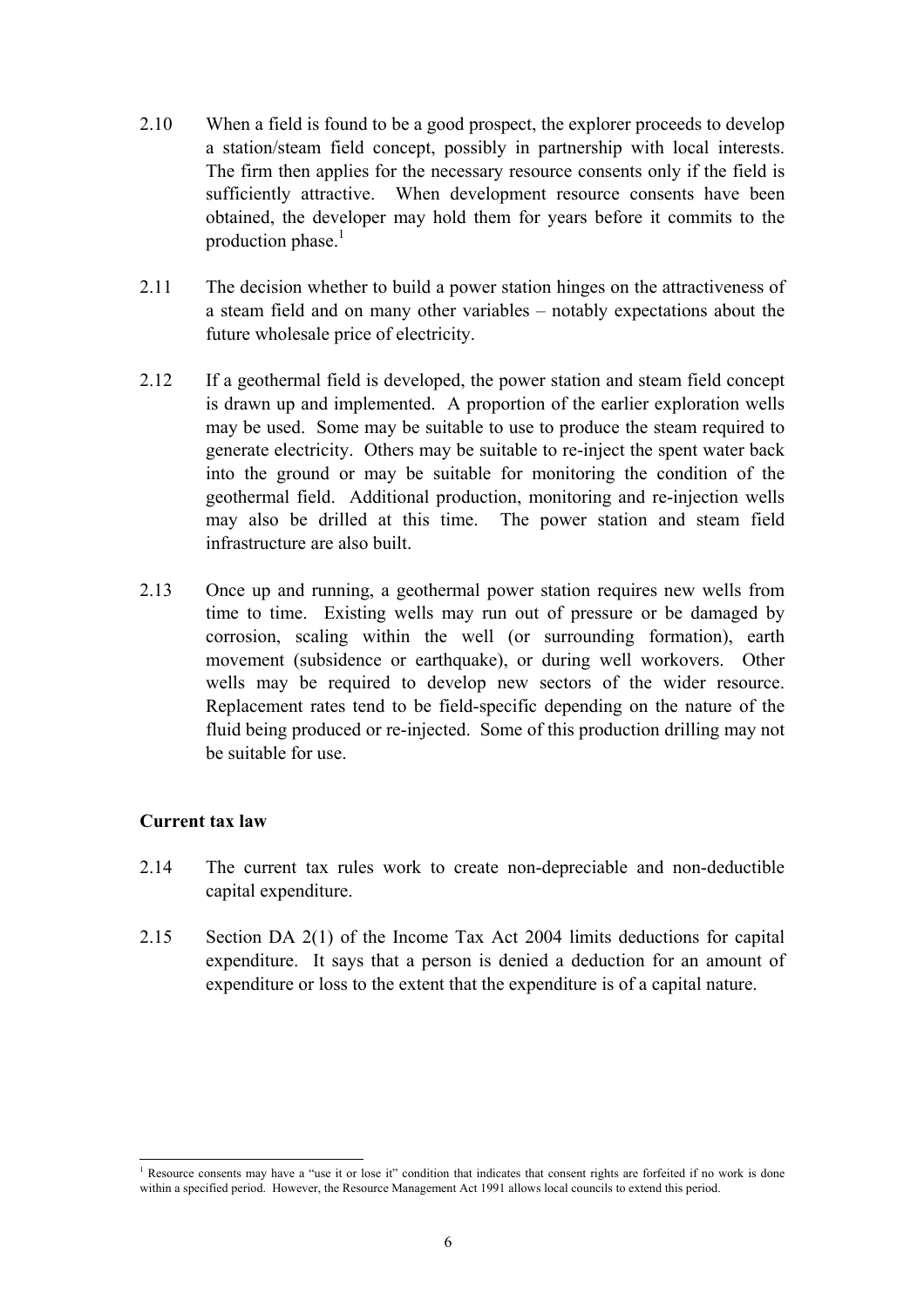2.10 When a field is found to be a good prospect, the explorer proceeds to develop a station/steam field concept, possibly in partnership with local interests. The firm then applies for the necessary resource consents only if the field is sufficiently attractive. When development resource consents have been obtained, the developer may hold them for years before it commits to the production phase.[1]

2.11 The decision whether to build a power station hinges on the attractiveness of a steam field and on many other variables – notably expectations about the future wholesale price of electricity.

2.12 If a geothermal field is developed, the power station and steam field concept is drawn up and implemented. A proportion of the earlier exploration wells may be used. Some may be suitable to use to produce the steam required to generate electricity. Others may be suitable to re-inject the spent water back into the ground or may be suitable for monitoring the condition of the geothermal field. Additional production, monitoring and re-injection wells may also be drilled at this time. The power station and steam field infrastructure are also built.

2.13 Once up and running, a geothermal power station requires new wells from time to time. Existing wells may run out of pressure or be damaged by corrosion, scaling within the well (or surrounding formation), earth movement (subsidence or earthquake), or during well workovers. Other wells may be required to develop new sectors of the wider resource. Replacement rates tend to be field-specific depending on the nature of the fluid being produced or re-injected. Some of this production drilling may not be suitable for use.

### Current tax law

2.14 The current tax rules work to create non-depreciable and non-deductible capital expenditure.

2.15 Section DA 2(1) of the Income Tax Act 2004 limits deductions for capital expenditure. It says that a person is denied a deduction for an amount of expenditure or loss to the extent that the expenditure is of a capital nature.

---

[1] Resource consents may have a "use it or lose it" condition that indicates that consent rights are forfeited if no work is done within a specified period. However, the Resource Management Act 1991 allows local councils to extend this period.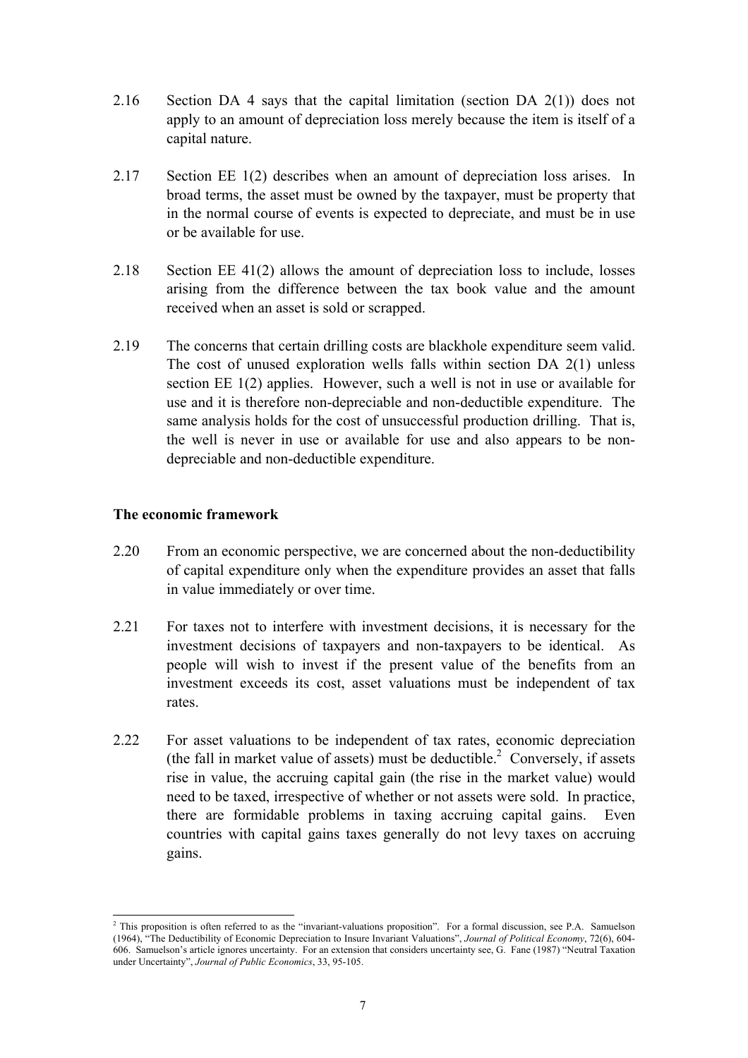2.16 Section DA 4 says that the capital limitation (section DA 2(1)) does not apply to an amount of depreciation loss merely because the item is itself of a capital nature.

2.17 Section EE 1(2) describes when an amount of depreciation loss arises. In broad terms, the asset must be owned by the taxpayer, must be property that in the normal course of events is expected to depreciate, and must be in use or be available for use.

2.18 Section EE 41(2) allows the amount of depreciation loss to include, losses arising from the difference between the tax book value and the amount received when an asset is sold or scrapped.

2.19 The concerns that certain drilling costs are blackhole expenditure seem valid. The cost of unused exploration wells falls within section DA 2(1) unless section EE 1(2) applies. However, such a well is not in use or available for use and it is therefore non-depreciable and non-deductible expenditure. The same analysis holds for the cost of unsuccessful production drilling. That is, the well is never in use or available for use and also appears to be non-depreciable and non-deductible expenditure.

**The economic framework**

2.20 From an economic perspective, we are concerned about the non-deductibility of capital expenditure only when the expenditure provides an asset that falls in value immediately or over time.

2.21 For taxes not to interfere with investment decisions, it is necessary for the investment decisions of taxpayers and non-taxpayers to be identical. As people will wish to invest if the present value of the benefits from an investment exceeds its cost, asset valuations must be independent of tax rates.

2.22 For asset valuations to be independent of tax rates, economic depreciation (the fall in market value of assets) must be deductible.[2] Conversely, if assets rise in value, the accruing capital gain (the rise in the market value) would need to be taxed, irrespective of whether or not assets were sold. In practice, there are formidable problems in taxing accruing capital gains. Even countries with capital gains taxes generally do not levy taxes on accruing gains.

---

[2] This proposition is often referred to as the "invariant-valuations proposition". For a formal discussion, see P.A. Samuelson (1964), "The Deductibility of Economic Depreciation to Insure Invariant Valuations", *Journal of Political Economy*, 72(6), 604-606. Samuelson's article ignores uncertainty. For an extension that considers uncertainty see, G. Fane (1987) "Neutral Taxation under Uncertainty", *Journal of Public Economics*, 33, 95-105.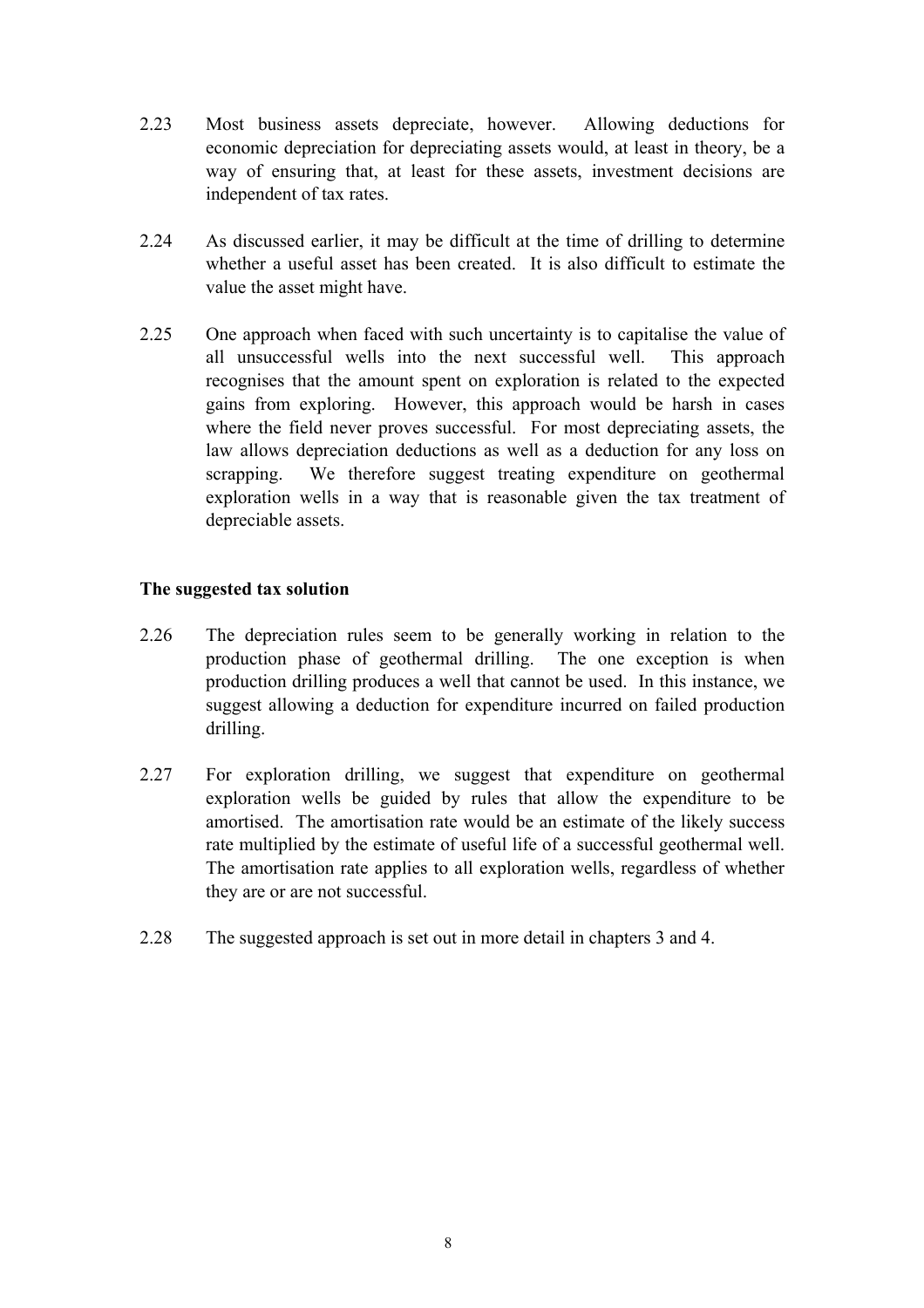2.23 Most business assets depreciate, however. Allowing deductions for economic depreciation for depreciating assets would, at least in theory, be a way of ensuring that, at least for these assets, investment decisions are independent of tax rates.

2.24 As discussed earlier, it may be difficult at the time of drilling to determine whether a useful asset has been created. It is also difficult to estimate the value the asset might have.

2.25 One approach when faced with such uncertainty is to capitalise the value of all unsuccessful wells into the next successful well. This approach recognises that the amount spent on exploration is related to the expected gains from exploring. However, this approach would be harsh in cases where the field never proves successful. For most depreciating assets, the law allows depreciation deductions as well as a deduction for any loss on scrapping. We therefore suggest treating expenditure on geothermal exploration wells in a way that is reasonable given the tax treatment of depreciable assets.

### The suggested tax solution

2.26 The depreciation rules seem to be generally working in relation to the production phase of geothermal drilling. The one exception is when production drilling produces a well that cannot be used. In this instance, we suggest allowing a deduction for expenditure incurred on failed production drilling.

2.27 For exploration drilling, we suggest that expenditure on geothermal exploration wells be guided by rules that allow the expenditure to be amortised. The amortisation rate would be an estimate of the likely success rate multiplied by the estimate of useful life of a successful geothermal well. The amortisation rate applies to all exploration wells, regardless of whether they are or are not successful.

2.28 The suggested approach is set out in more detail in chapters 3 and 4.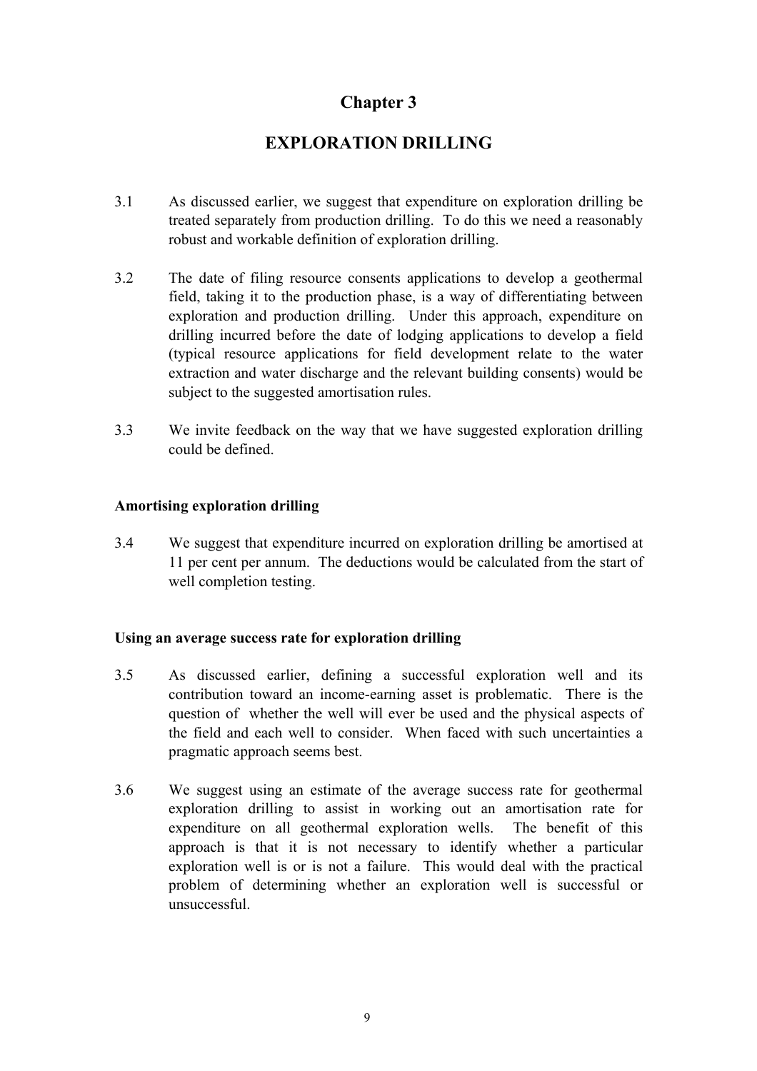# Chapter 3

## EXPLORATION DRILLING

3.1 As discussed earlier, we suggest that expenditure on exploration drilling be treated separately from production drilling. To do this we need a reasonably robust and workable definition of exploration drilling.

3.2 The date of filing resource consents applications to develop a geothermal field, taking it to the production phase, is a way of differentiating between exploration and production drilling. Under this approach, expenditure on drilling incurred before the date of lodging applications to develop a field (typical resource applications for field development relate to the water extraction and water discharge and the relevant building consents) would be subject to the suggested amortisation rules.

3.3 We invite feedback on the way that we have suggested exploration drilling could be defined.

### Amortising exploration drilling

3.4 We suggest that expenditure incurred on exploration drilling be amortised at 11 per cent per annum. The deductions would be calculated from the start of well completion testing.

### Using an average success rate for exploration drilling

3.5 As discussed earlier, defining a successful exploration well and its contribution toward an income-earning asset is problematic. There is the question of whether the well will ever be used and the physical aspects of the field and each well to consider. When faced with such uncertainties a pragmatic approach seems best.

3.6 We suggest using an estimate of the average success rate for geothermal exploration drilling to assist in working out an amortisation rate for expenditure on all geothermal exploration wells. The benefit of this approach is that it is not necessary to identify whether a particular exploration well is or is not a failure. This would deal with the practical problem of determining whether an exploration well is successful or unsuccessful.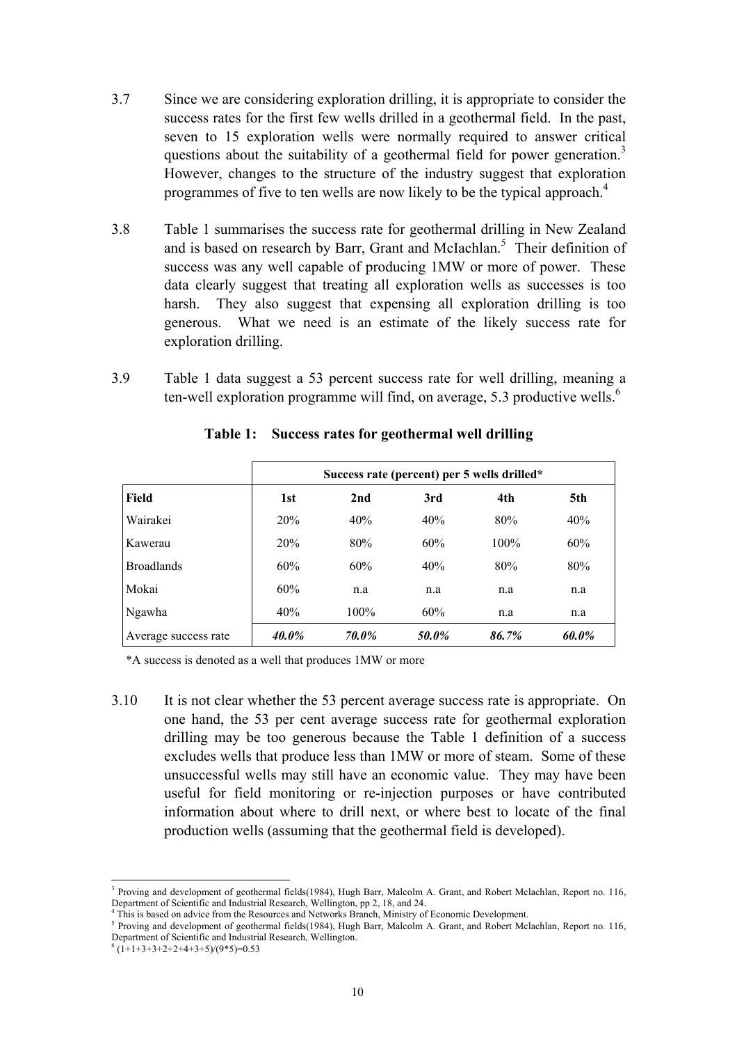3.7 Since we are considering exploration drilling, it is appropriate to consider the success rates for the first few wells drilled in a geothermal field. In the past, seven to 15 exploration wells were normally required to answer critical questions about the suitability of a geothermal field for power generation.[3] However, changes to the structure of the industry suggest that exploration programmes of five to ten wells are now likely to be the typical approach.[4]

3.8 Table 1 summarises the success rate for geothermal drilling in New Zealand and is based on research by Barr, Grant and McIachlan.[5] Their definition of success was any well capable of producing 1MW or more of power. These data clearly suggest that treating all exploration wells as successes is too harsh. They also suggest that expensing all exploration drilling is too generous. What we need is an estimate of the likely success rate for exploration drilling.

3.9 Table 1 data suggest a 53 percent success rate for well drilling, meaning a ten-well exploration programme will find, on average, 5.3 productive wells.[6]

**Table 1: Success rates for geothermal well drilling**

| | Success rate (percent) per 5 wells drilled* | | | | |
|---|---|---|---|---|---|
| **Field** | **1st** | **2nd** | **3rd** | **4th** | **5th** |
| Wairakei | 20% | 40% | 40% | 80% | 40% |
| Kawerau | 20% | 80% | 60% | 100% | 60% |
| Broadlands | 60% | 60% | 40% | 80% | 80% |
| Mokai | 60% | n.a | n.a | n.a | n.a |
| Ngawha | 40% | 100% | 60% | n.a | n.a |
| Average success rate | ***40.0%*** | ***70.0%*** | ***50.0%*** | ***86.7%*** | ***60.0%*** |

*A success is denoted as a well that produces 1MW or more

3.10 It is not clear whether the 53 percent average success rate is appropriate. On one hand, the 53 per cent average success rate for geothermal exploration drilling may be too generous because the Table 1 definition of a success excludes wells that produce less than 1MW or more of steam. Some of these unsuccessful wells may still have an economic value. They may have been useful for field monitoring or re-injection purposes or have contributed information about where to drill next, or where best to locate of the final production wells (assuming that the geothermal field is developed).

---

[3] Proving and development of geothermal fields(1984), Hugh Barr, Malcolm A. Grant, and Robert Mclachlan, Report no. 116, Department of Scientific and Industrial Research, Wellington, pp 2, 18, and 24.

[4] This is based on advice from the Resources and Networks Branch, Ministry of Economic Development.

[5] Proving and development of geothermal fields(1984), Hugh Barr, Malcolm A. Grant, and Robert Mclachlan, Report no. 116, Department of Scientific and Industrial Research, Wellington.

[6] (1+1+3+3+2+2+4+3+5)/(9*5)=0.53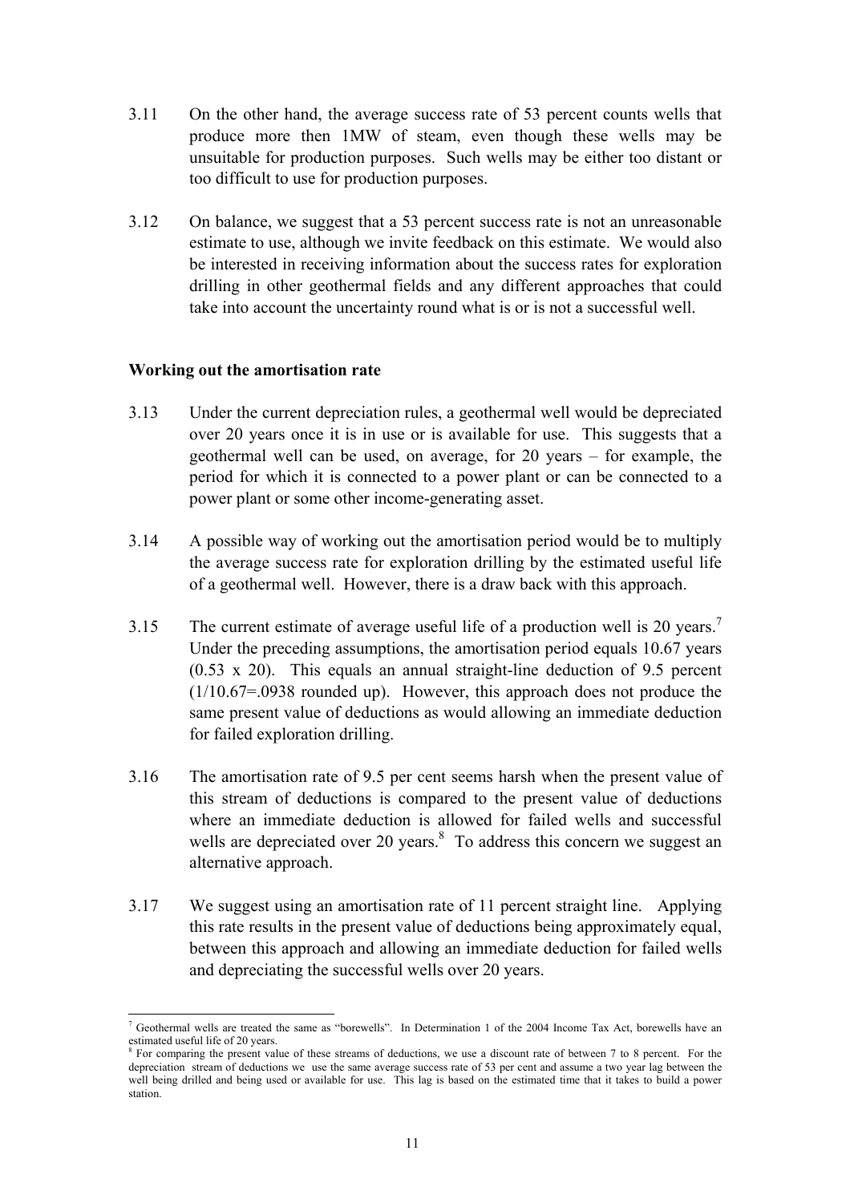3.11 On the other hand, the average success rate of 53 percent counts wells that produce more then 1MW of steam, even though these wells may be unsuitable for production purposes. Such wells may be either too distant or too difficult to use for production purposes.

3.12 On balance, we suggest that a 53 percent success rate is not an unreasonable estimate to use, although we invite feedback on this estimate. We would also be interested in receiving information about the success rates for exploration drilling in other geothermal fields and any different approaches that could take into account the uncertainty round what is or is not a successful well.

**Working out the amortisation rate**

3.13 Under the current depreciation rules, a geothermal well would be depreciated over 20 years once it is in use or is available for use. This suggests that a geothermal well can be used, on average, for 20 years – for example, the period for which it is connected to a power plant or can be connected to a power plant or some other income-generating asset.

3.14 A possible way of working out the amortisation period would be to multiply the average success rate for exploration drilling by the estimated useful life of a geothermal well. However, there is a draw back with this approach.

3.15 The current estimate of average useful life of a production well is 20 years.[7] Under the preceding assumptions, the amortisation period equals 10.67 years (0.53 x 20). This equals an annual straight-line deduction of 9.5 percent (1/10.67=.0938 rounded up). However, this approach does not produce the same present value of deductions as would allowing an immediate deduction for failed exploration drilling.

3.16 The amortisation rate of 9.5 per cent seems harsh when the present value of this stream of deductions is compared to the present value of deductions where an immediate deduction is allowed for failed wells and successful wells are depreciated over 20 years.[8] To address this concern we suggest an alternative approach.

3.17 We suggest using an amortisation rate of 11 percent straight line. Applying this rate results in the present value of deductions being approximately equal, between this approach and allowing an immediate deduction for failed wells and depreciating the successful wells over 20 years.

---

[7] Geothermal wells are treated the same as "borewells". In Determination 1 of the 2004 Income Tax Act, borewells have an estimated useful life of 20 years.

[8] For comparing the present value of these streams of deductions, we use a discount rate of between 7 to 8 percent. For the depreciation stream of deductions we use the same average success rate of 53 per cent and assume a two year lag between the well being drilled and being used or available for use. This lag is based on the estimated time that it takes to build a power station.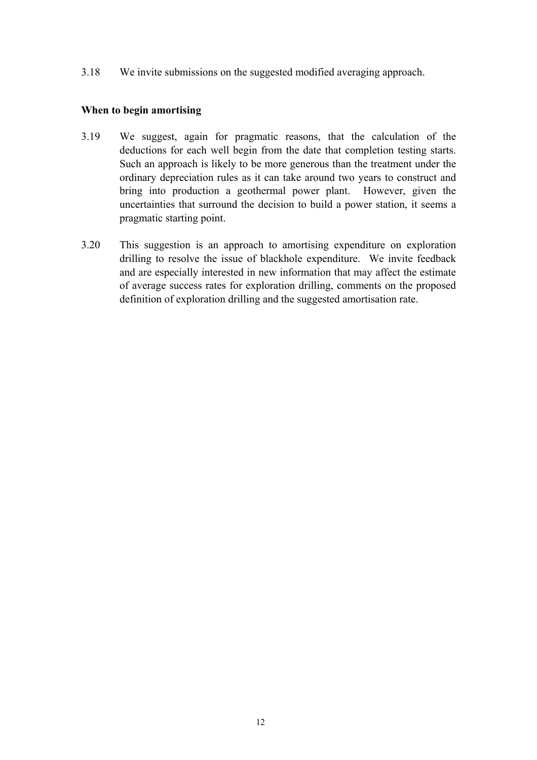3.18 We invite submissions on the suggested modified averaging approach.

**When to begin amortising**

3.19 We suggest, again for pragmatic reasons, that the calculation of the deductions for each well begin from the date that completion testing starts. Such an approach is likely to be more generous than the treatment under the ordinary depreciation rules as it can take around two years to construct and bring into production a geothermal power plant. However, given the uncertainties that surround the decision to build a power station, it seems a pragmatic starting point.

3.20 This suggestion is an approach to amortising expenditure on exploration drilling to resolve the issue of blackhole expenditure. We invite feedback and are especially interested in new information that may affect the estimate of average success rates for exploration drilling, comments on the proposed definition of exploration drilling and the suggested amortisation rate.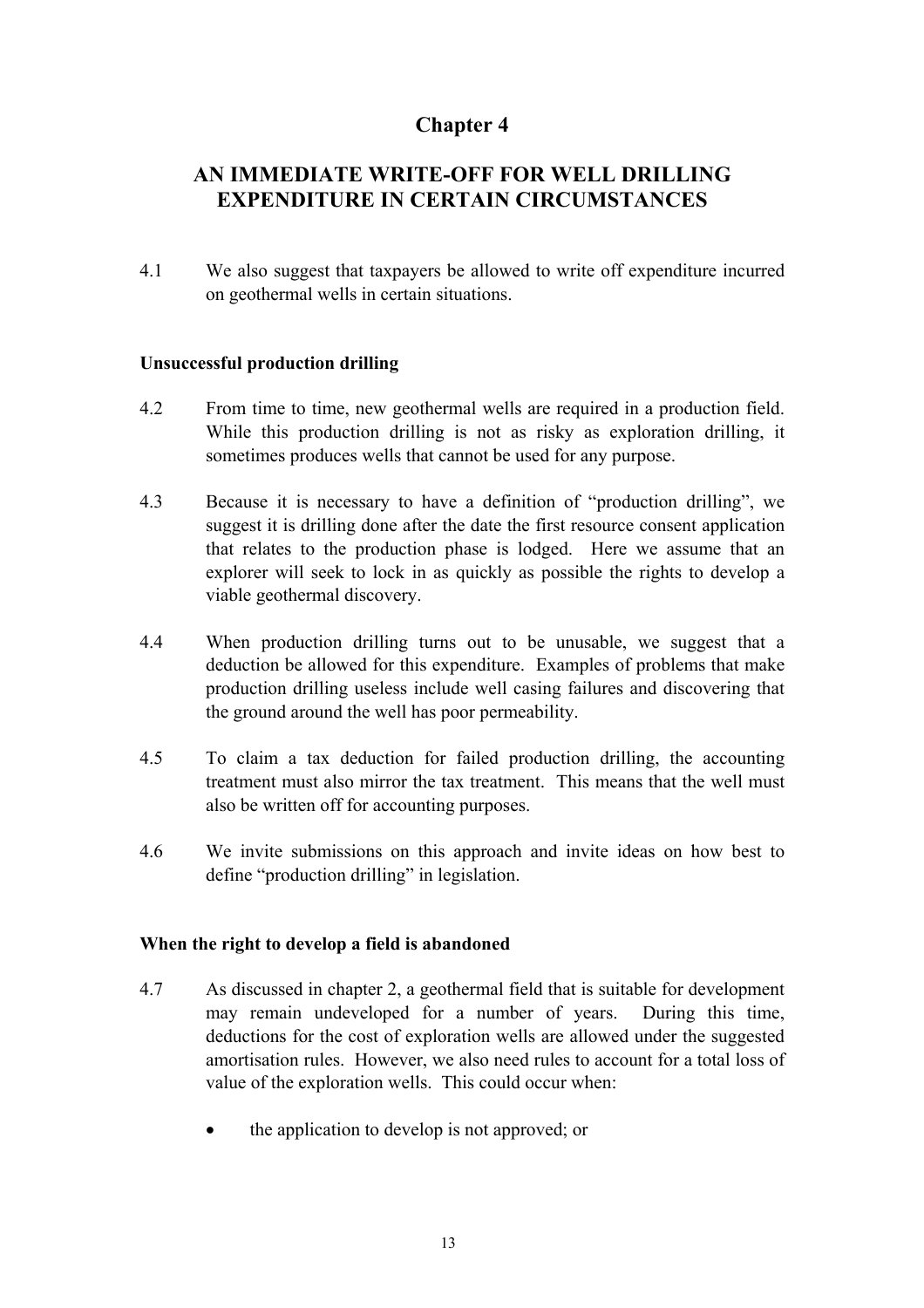# Chapter 4

## AN IMMEDIATE WRITE-OFF FOR WELL DRILLING EXPENDITURE IN CERTAIN CIRCUMSTANCES

4.1 We also suggest that taxpayers be allowed to write off expenditure incurred on geothermal wells in certain situations.

### Unsuccessful production drilling

4.2 From time to time, new geothermal wells are required in a production field. While this production drilling is not as risky as exploration drilling, it sometimes produces wells that cannot be used for any purpose.

4.3 Because it is necessary to have a definition of "production drilling", we suggest it is drilling done after the date the first resource consent application that relates to the production phase is lodged. Here we assume that an explorer will seek to lock in as quickly as possible the rights to develop a viable geothermal discovery.

4.4 When production drilling turns out to be unusable, we suggest that a deduction be allowed for this expenditure. Examples of problems that make production drilling useless include well casing failures and discovering that the ground around the well has poor permeability.

4.5 To claim a tax deduction for failed production drilling, the accounting treatment must also mirror the tax treatment. This means that the well must also be written off for accounting purposes.

4.6 We invite submissions on this approach and invite ideas on how best to define "production drilling" in legislation.

### When the right to develop a field is abandoned

4.7 As discussed in chapter 2, a geothermal field that is suitable for development may remain undeveloped for a number of years. During this time, deductions for the cost of exploration wells are allowed under the suggested amortisation rules. However, we also need rules to account for a total loss of value of the exploration wells. This could occur when:

- the application to develop is not approved; or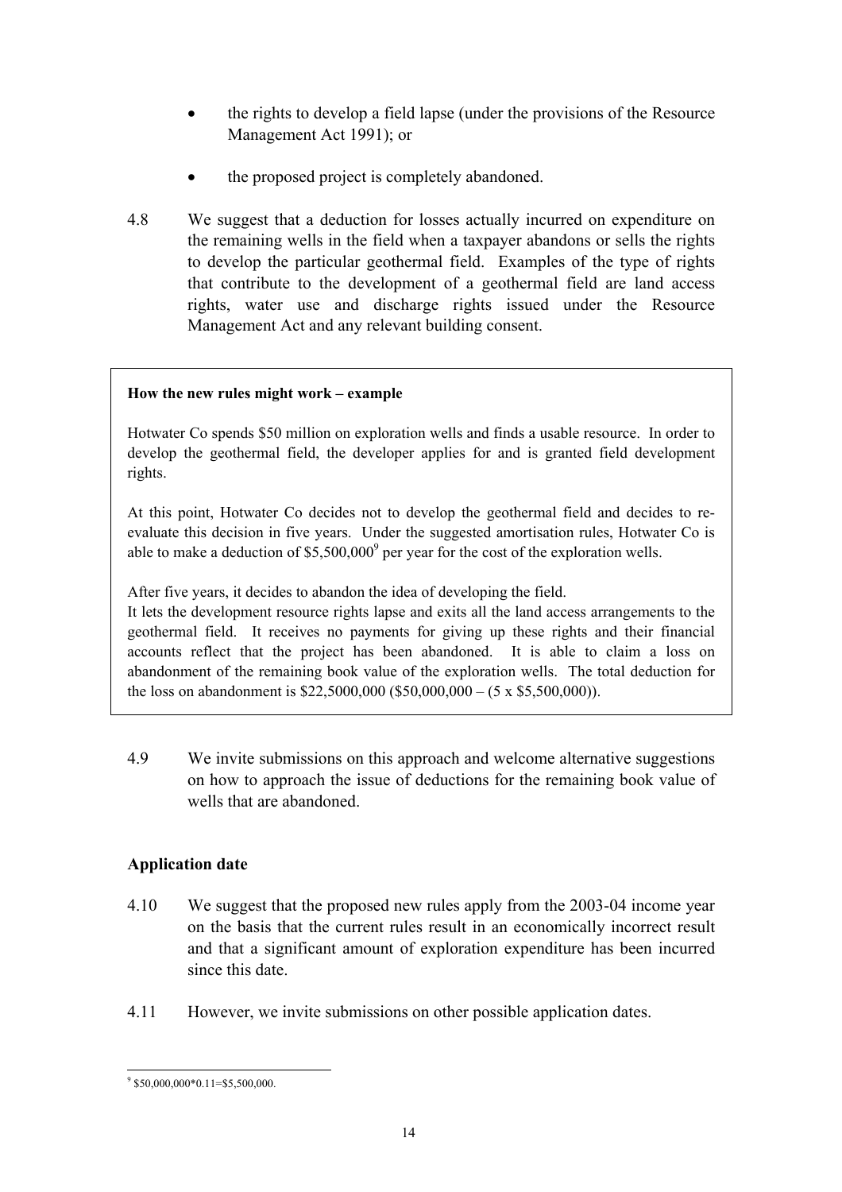- the rights to develop a field lapse (under the provisions of the Resource Management Act 1991); or
- the proposed project is completely abandoned.

4.8 We suggest that a deduction for losses actually incurred on expenditure on the remaining wells in the field when a taxpayer abandons or sells the rights to develop the particular geothermal field. Examples of the type of rights that contribute to the development of a geothermal field are land access rights, water use and discharge rights issued under the Resource Management Act and any relevant building consent.

> **How the new rules might work – example**
>
> Hotwater Co spends $50 million on exploration wells and finds a usable resource. In order to develop the geothermal field, the developer applies for and is granted field development rights.
>
> At this point, Hotwater Co decides not to develop the geothermal field and decides to re-evaluate this decision in five years. Under the suggested amortisation rules, Hotwater Co is able to make a deduction of $5,500,000[9] per year for the cost of the exploration wells.
>
> After five years, it decides to abandon the idea of developing the field.
> It lets the development resource rights lapse and exits all the land access arrangements to the geothermal field. It receives no payments for giving up these rights and their financial accounts reflect that the project has been abandoned. It is able to claim a loss on abandonment of the remaining book value of the exploration wells. The total deduction for the loss on abandonment is $22,5000,000 ($50,000,000 – (5 x $5,500,000)).

4.9 We invite submissions on this approach and welcome alternative suggestions on how to approach the issue of deductions for the remaining book value of wells that are abandoned.

## Application date

4.10 We suggest that the proposed new rules apply from the 2003-04 income year on the basis that the current rules result in an economically incorrect result and that a significant amount of exploration expenditure has been incurred since this date.

4.11 However, we invite submissions on other possible application dates.

[9] $50,000,000*0.11=$5,500,000.